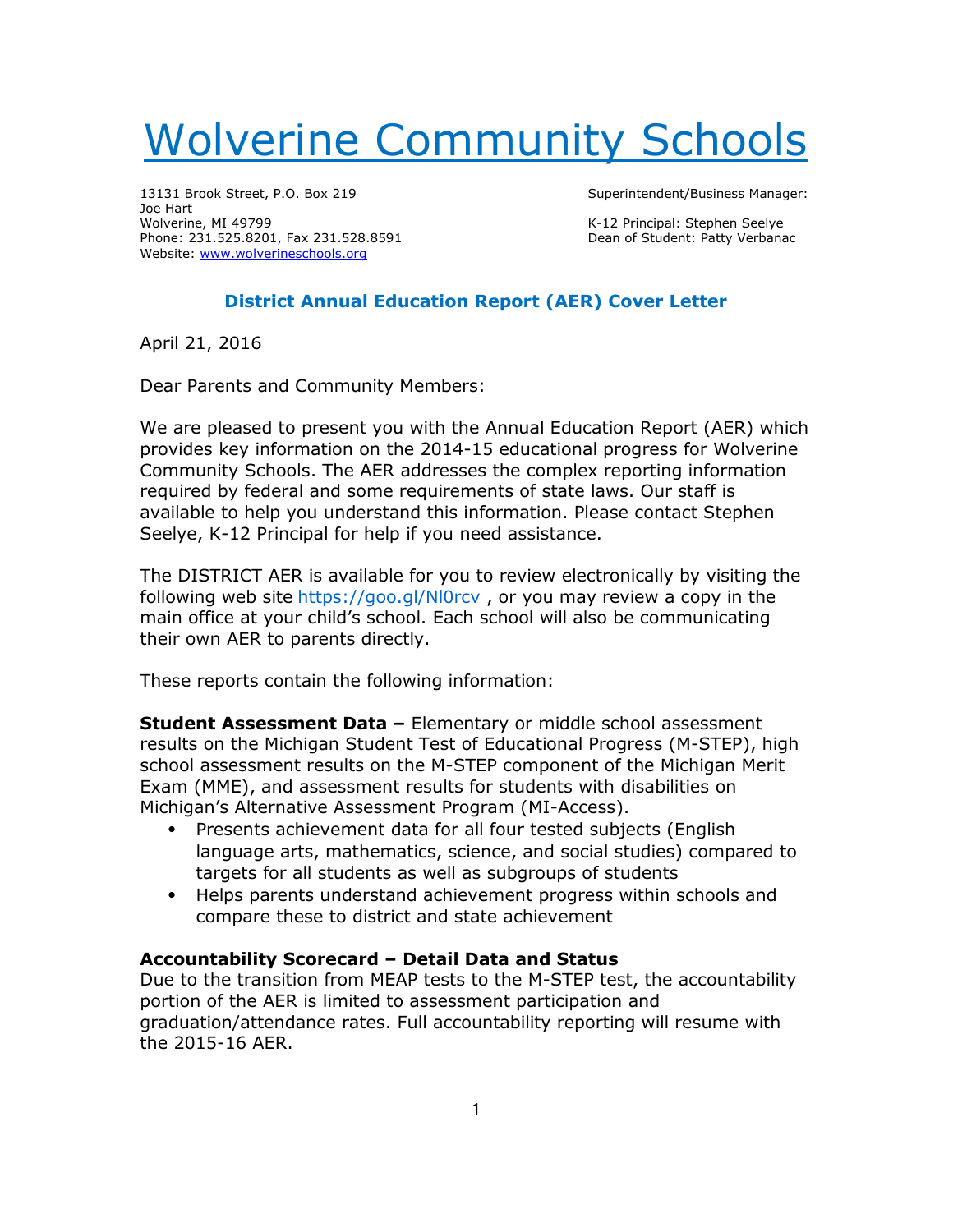# Wolverine Community Schools

13131 Brook Street, P.O. Box 219
Joe Hart
Wolverine, MI 49799
Phone: 231.525.8201, Fax 231.528.8591
Website: www.wolverineschools.org

Superintendent/Business Manager:

K-12 Principal: Stephen Seelye
Dean of Student: Patty Verbanac

## District Annual Education Report (AER) Cover Letter

April 21, 2016

Dear Parents and Community Members:

We are pleased to present you with the Annual Education Report (AER) which provides key information on the 2014-15 educational progress for Wolverine Community Schools. The AER addresses the complex reporting information required by federal and some requirements of state laws. Our staff is available to help you understand this information. Please contact Stephen Seelye, K-12 Principal for help if you need assistance.

The DISTRICT AER is available for you to review electronically by visiting the following web site https://goo.gl/Nl0rcv , or you may review a copy in the main office at your child's school. Each school will also be communicating their own AER to parents directly.

These reports contain the following information:

**Student Assessment Data –** Elementary or middle school assessment results on the Michigan Student Test of Educational Progress (M-STEP), high school assessment results on the M-STEP component of the Michigan Merit Exam (MME), and assessment results for students with disabilities on Michigan's Alternative Assessment Program (MI-Access).

- Presents achievement data for all four tested subjects (English language arts, mathematics, science, and social studies) compared to targets for all students as well as subgroups of students
- Helps parents understand achievement progress within schools and compare these to district and state achievement

**Accountability Scorecard – Detail Data and Status**
Due to the transition from MEAP tests to the M-STEP test, the accountability portion of the AER is limited to assessment participation and graduation/attendance rates. Full accountability reporting will resume with the 2015-16 AER.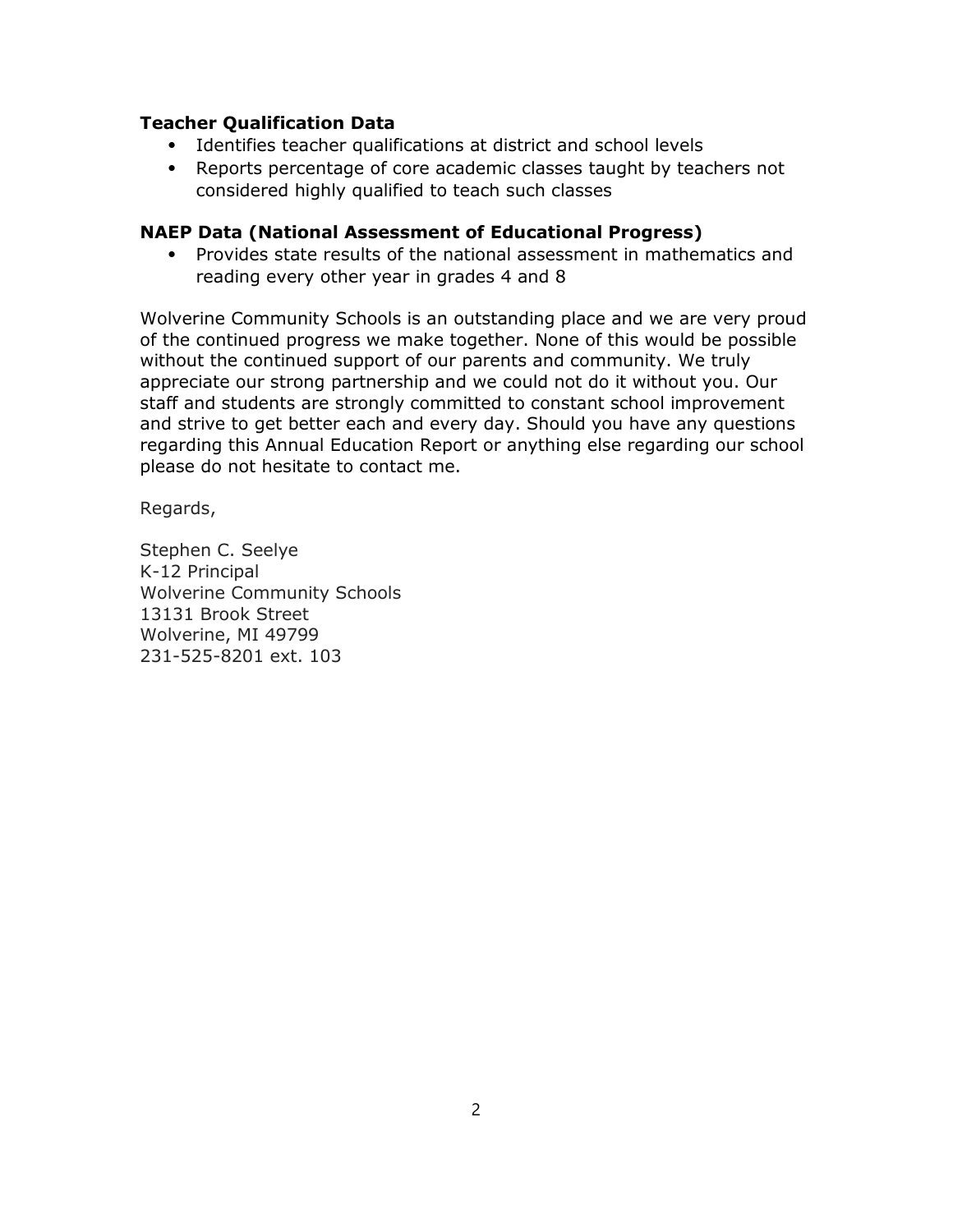**Teacher Qualification Data**

- Identifies teacher qualifications at district and school levels
- Reports percentage of core academic classes taught by teachers not considered highly qualified to teach such classes

**NAEP Data (National Assessment of Educational Progress)**

- Provides state results of the national assessment in mathematics and reading every other year in grades 4 and 8

Wolverine Community Schools is an outstanding place and we are very proud of the continued progress we make together. None of this would be possible without the continued support of our parents and community. We truly appreciate our strong partnership and we could not do it without you. Our staff and students are strongly committed to constant school improvement and strive to get better each and every day. Should you have any questions regarding this Annual Education Report or anything else regarding our school please do not hesitate to contact me.

Regards,

Stephen C. Seelye
K-12 Principal
Wolverine Community Schools
13131 Brook Street
Wolverine, MI 49799
231-525-8201 ext. 103